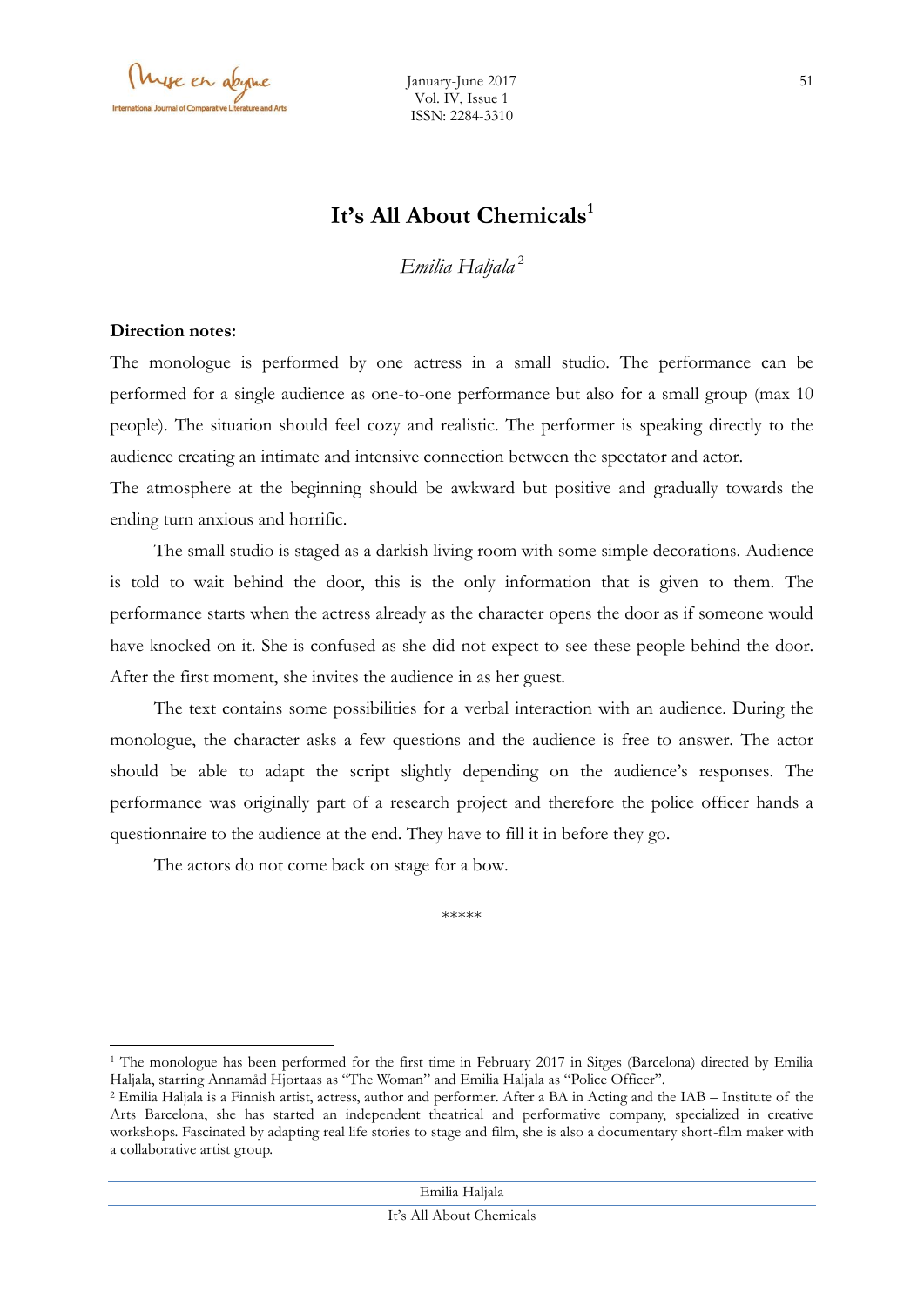# It's All About Chemicals[1]

*Emilia Haljala*[2]

**Direction notes:**

The monologue is performed by one actress in a small studio. The performance can be performed for a single audience as one-to-one performance but also for a small group (max 10 people). The situation should feel cozy and realistic. The performer is speaking directly to the audience creating an intimate and intensive connection between the spectator and actor.

The atmosphere at the beginning should be awkward but positive and gradually towards the ending turn anxious and horrific.

The small studio is staged as a darkish living room with some simple decorations. Audience is told to wait behind the door, this is the only information that is given to them. The performance starts when the actress already as the character opens the door as if someone would have knocked on it. She is confused as she did not expect to see these people behind the door. After the first moment, she invites the audience in as her guest.

The text contains some possibilities for a verbal interaction with an audience. During the monologue, the character asks a few questions and the audience is free to answer. The actor should be able to adapt the script slightly depending on the audience's responses. The performance was originally part of a research project and therefore the police officer hands a questionnaire to the audience at the end. They have to fill it in before they go.

The actors do not come back on stage for a bow.

*****

---

[1] The monologue has been performed for the first time in February 2017 in Sitges (Barcelona) directed by Emilia Haljala, starring Annamåd Hjortaas as "The Woman" and Emilia Haljala as "Police Officer".

[2] Emilia Haljala is a Finnish artist, actress, author and performer. After a BA in Acting and the IAB – Institute of the Arts Barcelona, she has started an independent theatrical and performative company, specialized in creative workshops. Fascinated by adapting real life stories to stage and film, she is also a documentary short-film maker with a collaborative artist group.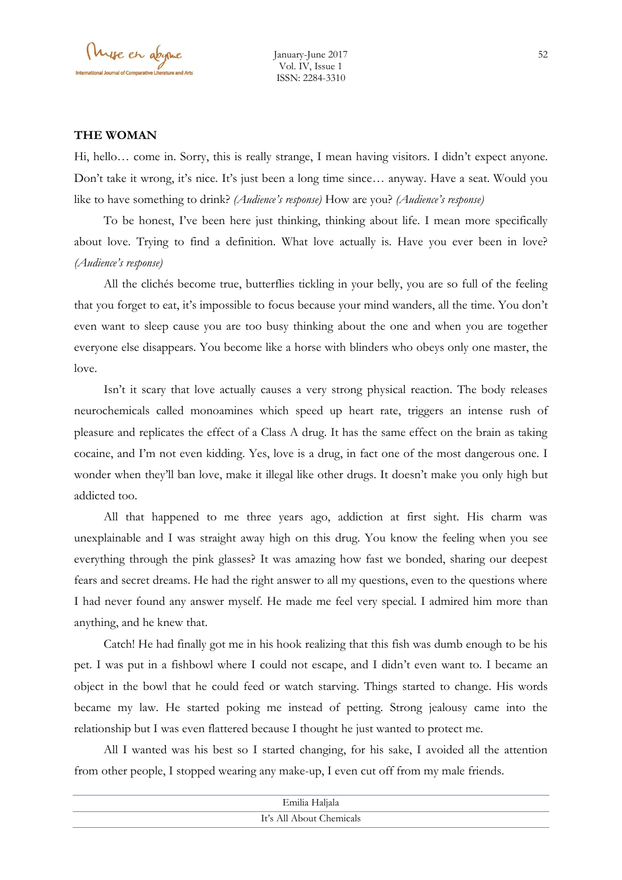**THE WOMAN**

Hi, hello… come in. Sorry, this is really strange, I mean having visitors. I didn't expect anyone. Don't take it wrong, it's nice. It's just been a long time since… anyway. Have a seat. Would you like to have something to drink? *(Audience's response)* How are you? *(Audience's response)*

To be honest, I've been here just thinking, thinking about life. I mean more specifically about love. Trying to find a definition. What love actually is. Have you ever been in love? *(Audience's response)*

All the clichés become true, butterflies tickling in your belly, you are so full of the feeling that you forget to eat, it's impossible to focus because your mind wanders, all the time. You don't even want to sleep cause you are too busy thinking about the one and when you are together everyone else disappears. You become like a horse with blinders who obeys only one master, the love.

Isn't it scary that love actually causes a very strong physical reaction. The body releases neurochemicals called monoamines which speed up heart rate, triggers an intense rush of pleasure and replicates the effect of a Class A drug. It has the same effect on the brain as taking cocaine, and I'm not even kidding. Yes, love is a drug, in fact one of the most dangerous one. I wonder when they'll ban love, make it illegal like other drugs. It doesn't make you only high but addicted too.

All that happened to me three years ago, addiction at first sight. His charm was unexplainable and I was straight away high on this drug. You know the feeling when you see everything through the pink glasses? It was amazing how fast we bonded, sharing our deepest fears and secret dreams. He had the right answer to all my questions, even to the questions where I had never found any answer myself. He made me feel very special. I admired him more than anything, and he knew that.

Catch! He had finally got me in his hook realizing that this fish was dumb enough to be his pet. I was put in a fishbowl where I could not escape, and I didn't even want to. I became an object in the bowl that he could feed or watch starving. Things started to change. His words became my law. He started poking me instead of petting. Strong jealousy came into the relationship but I was even flattered because I thought he just wanted to protect me.

All I wanted was his best so I started changing, for his sake, I avoided all the attention from other people, I stopped wearing any make-up, I even cut off from my male friends.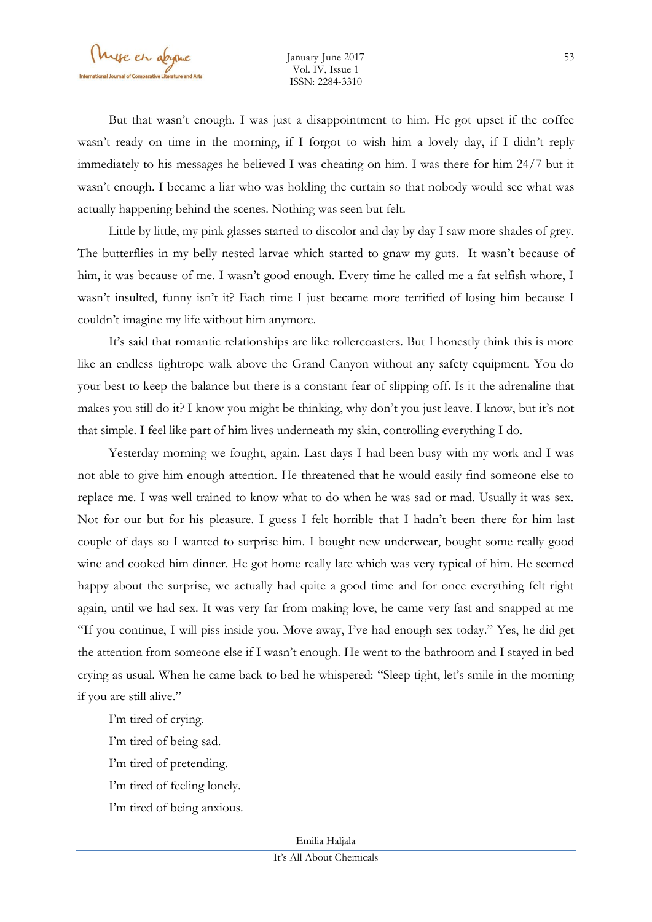But that wasn't enough. I was just a disappointment to him. He got upset if the coffee wasn't ready on time in the morning, if I forgot to wish him a lovely day, if I didn't reply immediately to his messages he believed I was cheating on him. I was there for him 24/7 but it wasn't enough. I became a liar who was holding the curtain so that nobody would see what was actually happening behind the scenes. Nothing was seen but felt.

Little by little, my pink glasses started to discolor and day by day I saw more shades of grey. The butterflies in my belly nested larvae which started to gnaw my guts. It wasn't because of him, it was because of me. I wasn't good enough. Every time he called me a fat selfish whore, I wasn't insulted, funny isn't it? Each time I just became more terrified of losing him because I couldn't imagine my life without him anymore.

It's said that romantic relationships are like rollercoasters. But I honestly think this is more like an endless tightrope walk above the Grand Canyon without any safety equipment. You do your best to keep the balance but there is a constant fear of slipping off. Is it the adrenaline that makes you still do it? I know you might be thinking, why don't you just leave. I know, but it's not that simple. I feel like part of him lives underneath my skin, controlling everything I do.

Yesterday morning we fought, again. Last days I had been busy with my work and I was not able to give him enough attention. He threatened that he would easily find someone else to replace me. I was well trained to know what to do when he was sad or mad. Usually it was sex. Not for our but for his pleasure. I guess I felt horrible that I hadn't been there for him last couple of days so I wanted to surprise him. I bought new underwear, bought some really good wine and cooked him dinner. He got home really late which was very typical of him. He seemed happy about the surprise, we actually had quite a good time and for once everything felt right again, until we had sex. It was very far from making love, he came very fast and snapped at me "If you continue, I will piss inside you. Move away, I've had enough sex today." Yes, he did get the attention from someone else if I wasn't enough. He went to the bathroom and I stayed in bed crying as usual. When he came back to bed he whispered: "Sleep tight, let's smile in the morning if you are still alive."

I'm tired of crying.
I'm tired of being sad.
I'm tired of pretending.
I'm tired of feeling lonely.
I'm tired of being anxious.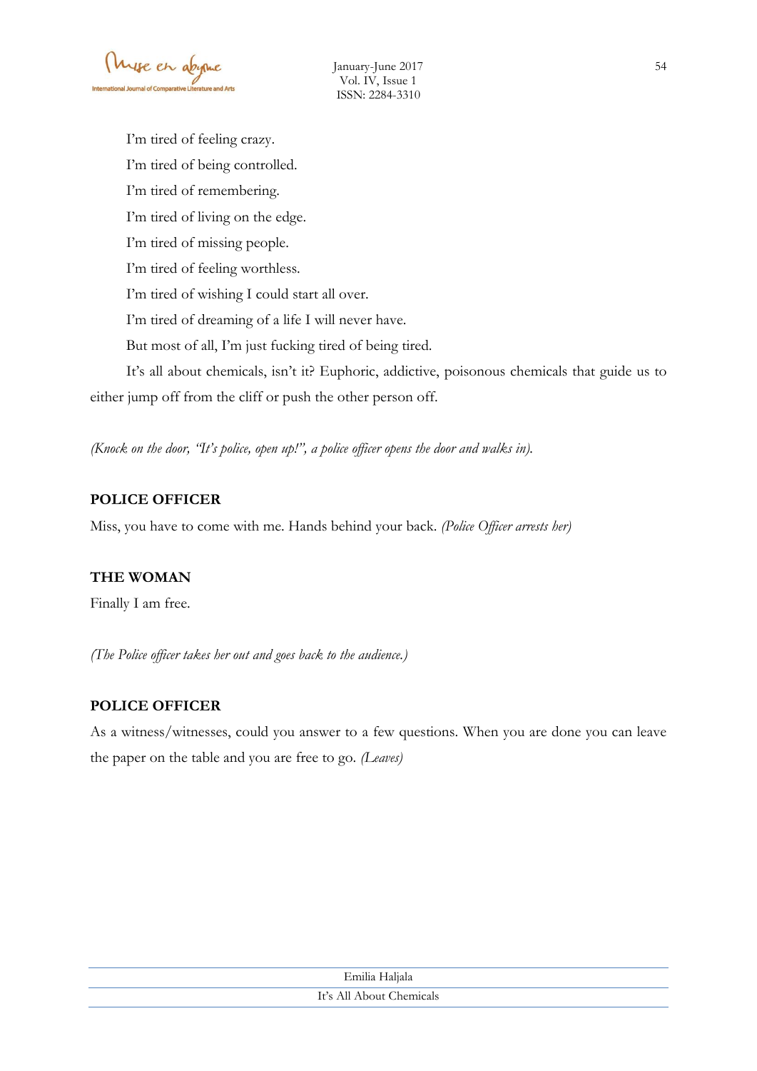I'm tired of feeling crazy.

I'm tired of being controlled.

I'm tired of remembering.

I'm tired of living on the edge.

I'm tired of missing people.

I'm tired of feeling worthless.

I'm tired of wishing I could start all over.

I'm tired of dreaming of a life I will never have.

But most of all, I'm just fucking tired of being tired.

It's all about chemicals, isn't it? Euphoric, addictive, poisonous chemicals that guide us to either jump off from the cliff or push the other person off.

*(Knock on the door, "It's police, open up!", a police officer opens the door and walks in).*

**POLICE OFFICER**

Miss, you have to come with me. Hands behind your back. *(Police Officer arrests her)*

**THE WOMAN**

Finally I am free.

*(The Police officer takes her out and goes back to the audience.)*

**POLICE OFFICER**

As a witness/witnesses, could you answer to a few questions. When you are done you can leave the paper on the table and you are free to go. *(Leaves)*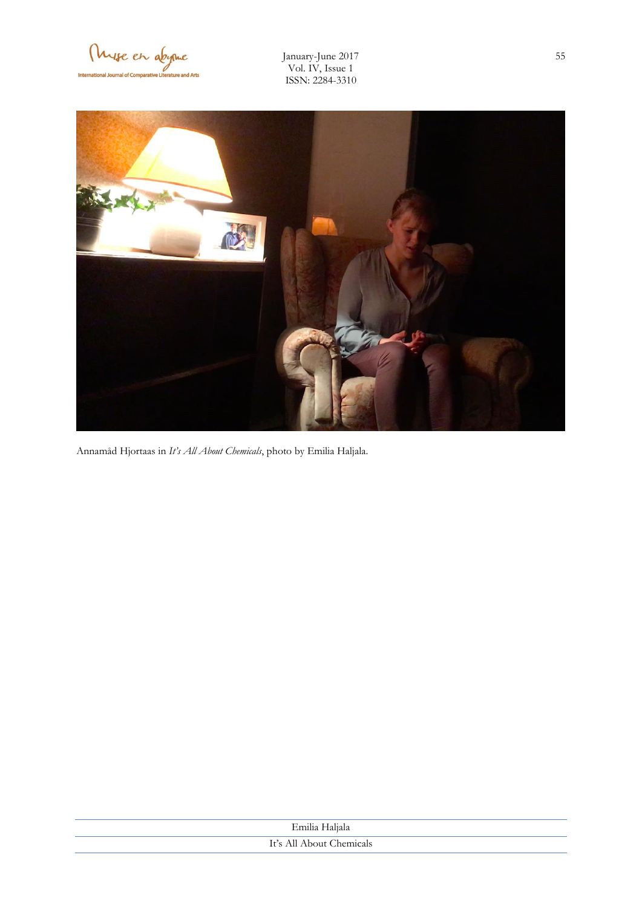Annamåd Hjortaas in *It's All About Chemicals*, photo by Emilia Haljala.